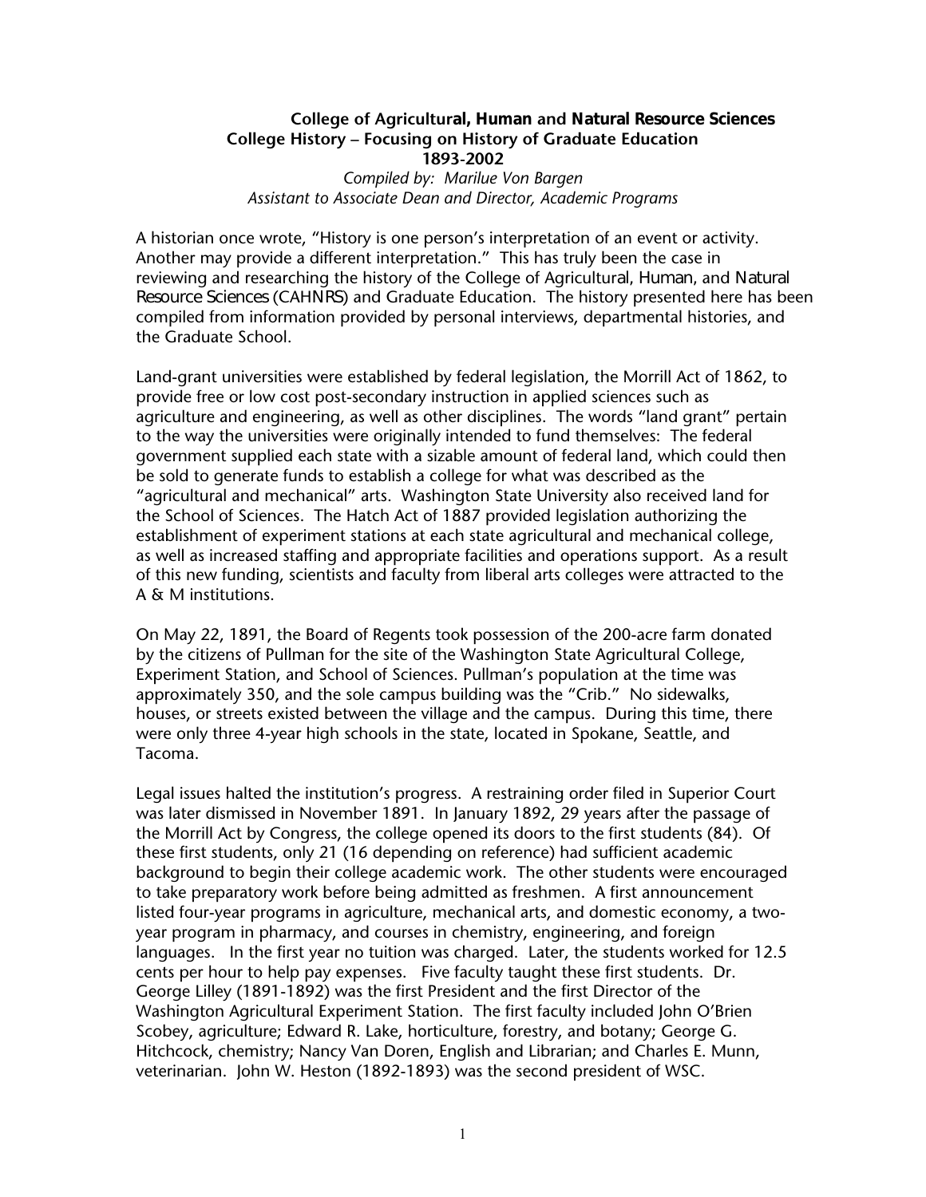# College of Agricultural, Human and Natural Resource Sciences

## College History – Focusing on History of Graduate Education

## 1893-2002

*Compiled by: Marilue Von Bargen*
*Assistant to Associate Dean and Director, Academic Programs*

A historian once wrote, "History is one person's interpretation of an event or activity. Another may provide a different interpretation." This has truly been the case in reviewing and researching the history of the College of Agricultural, Human, and Natural Resource Sciences (CAHNRS) and Graduate Education. The history presented here has been compiled from information provided by personal interviews, departmental histories, and the Graduate School.

Land-grant universities were established by federal legislation, the Morrill Act of 1862, to provide free or low cost post-secondary instruction in applied sciences such as agriculture and engineering, as well as other disciplines. The words "land grant" pertain to the way the universities were originally intended to fund themselves: The federal government supplied each state with a sizable amount of federal land, which could then be sold to generate funds to establish a college for what was described as the "agricultural and mechanical" arts. Washington State University also received land for the School of Sciences. The Hatch Act of 1887 provided legislation authorizing the establishment of experiment stations at each state agricultural and mechanical college, as well as increased staffing and appropriate facilities and operations support. As a result of this new funding, scientists and faculty from liberal arts colleges were attracted to the A & M institutions.

On May 22, 1891, the Board of Regents took possession of the 200-acre farm donated by the citizens of Pullman for the site of the Washington State Agricultural College, Experiment Station, and School of Sciences. Pullman's population at the time was approximately 350, and the sole campus building was the "Crib." No sidewalks, houses, or streets existed between the village and the campus. During this time, there were only three 4-year high schools in the state, located in Spokane, Seattle, and Tacoma.

Legal issues halted the institution's progress. A restraining order filed in Superior Court was later dismissed in November 1891. In January 1892, 29 years after the passage of the Morrill Act by Congress, the college opened its doors to the first students (84). Of these first students, only 21 (16 depending on reference) had sufficient academic background to begin their college academic work. The other students were encouraged to take preparatory work before being admitted as freshmen. A first announcement listed four-year programs in agriculture, mechanical arts, and domestic economy, a two-year program in pharmacy, and courses in chemistry, engineering, and foreign languages. In the first year no tuition was charged. Later, the students worked for 12.5 cents per hour to help pay expenses. Five faculty taught these first students. Dr. George Lilley (1891-1892) was the first President and the first Director of the Washington Agricultural Experiment Station. The first faculty included John O'Brien Scobey, agriculture; Edward R. Lake, horticulture, forestry, and botany; George G. Hitchcock, chemistry; Nancy Van Doren, English and Librarian; and Charles E. Munn, veterinarian. John W. Heston (1892-1893) was the second president of WSC.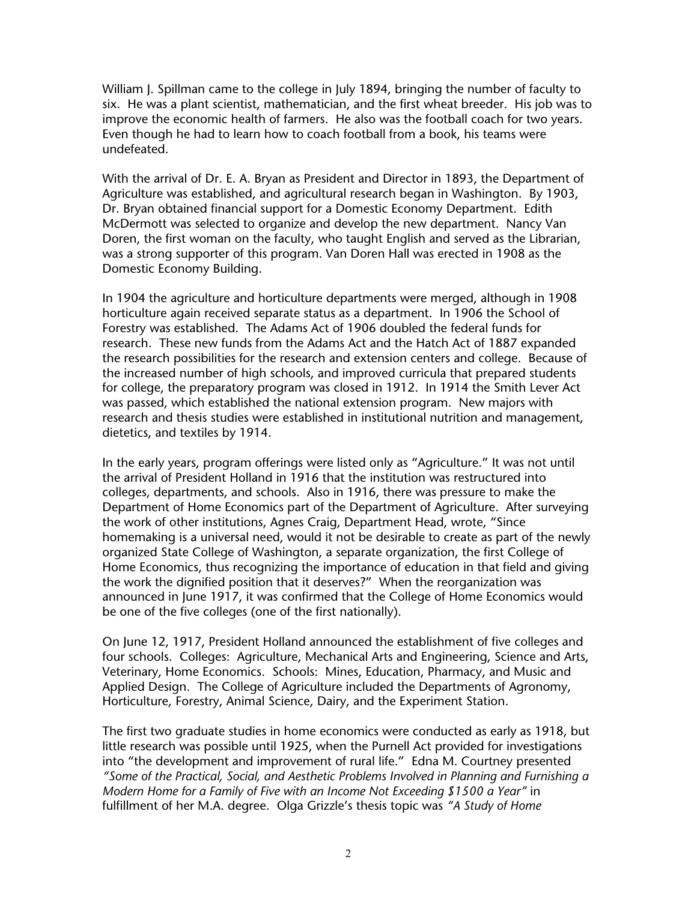William J. Spillman came to the college in July 1894, bringing the number of faculty to six. He was a plant scientist, mathematician, and the first wheat breeder. His job was to improve the economic health of farmers. He also was the football coach for two years. Even though he had to learn how to coach football from a book, his teams were undefeated.

With the arrival of Dr. E. A. Bryan as President and Director in 1893, the Department of Agriculture was established, and agricultural research began in Washington. By 1903, Dr. Bryan obtained financial support for a Domestic Economy Department. Edith McDermott was selected to organize and develop the new department. Nancy Van Doren, the first woman on the faculty, who taught English and served as the Librarian, was a strong supporter of this program. Van Doren Hall was erected in 1908 as the Domestic Economy Building.

In 1904 the agriculture and horticulture departments were merged, although in 1908 horticulture again received separate status as a department. In 1906 the School of Forestry was established. The Adams Act of 1906 doubled the federal funds for research. These new funds from the Adams Act and the Hatch Act of 1887 expanded the research possibilities for the research and extension centers and college. Because of the increased number of high schools, and improved curricula that prepared students for college, the preparatory program was closed in 1912. In 1914 the Smith Lever Act was passed, which established the national extension program. New majors with research and thesis studies were established in institutional nutrition and management, dietetics, and textiles by 1914.

In the early years, program offerings were listed only as "Agriculture." It was not until the arrival of President Holland in 1916 that the institution was restructured into colleges, departments, and schools. Also in 1916, there was pressure to make the Department of Home Economics part of the Department of Agriculture. After surveying the work of other institutions, Agnes Craig, Department Head, wrote, "Since homemaking is a universal need, would it not be desirable to create as part of the newly organized State College of Washington, a separate organization, the first College of Home Economics, thus recognizing the importance of education in that field and giving the work the dignified position that it deserves?" When the reorganization was announced in June 1917, it was confirmed that the College of Home Economics would be one of the five colleges (one of the first nationally).

On June 12, 1917, President Holland announced the establishment of five colleges and four schools. Colleges: Agriculture, Mechanical Arts and Engineering, Science and Arts, Veterinary, Home Economics. Schools: Mines, Education, Pharmacy, and Music and Applied Design. The College of Agriculture included the Departments of Agronomy, Horticulture, Forestry, Animal Science, Dairy, and the Experiment Station.

The first two graduate studies in home economics were conducted as early as 1918, but little research was possible until 1925, when the Purnell Act provided for investigations into "the development and improvement of rural life." Edna M. Courtney presented *"Some of the Practical, Social, and Aesthetic Problems Involved in Planning and Furnishing a Modern Home for a Family of Five with an Income Not Exceeding $1500 a Year"* in fulfillment of her M.A. degree. Olga Grizzle's thesis topic was *"A Study of Home*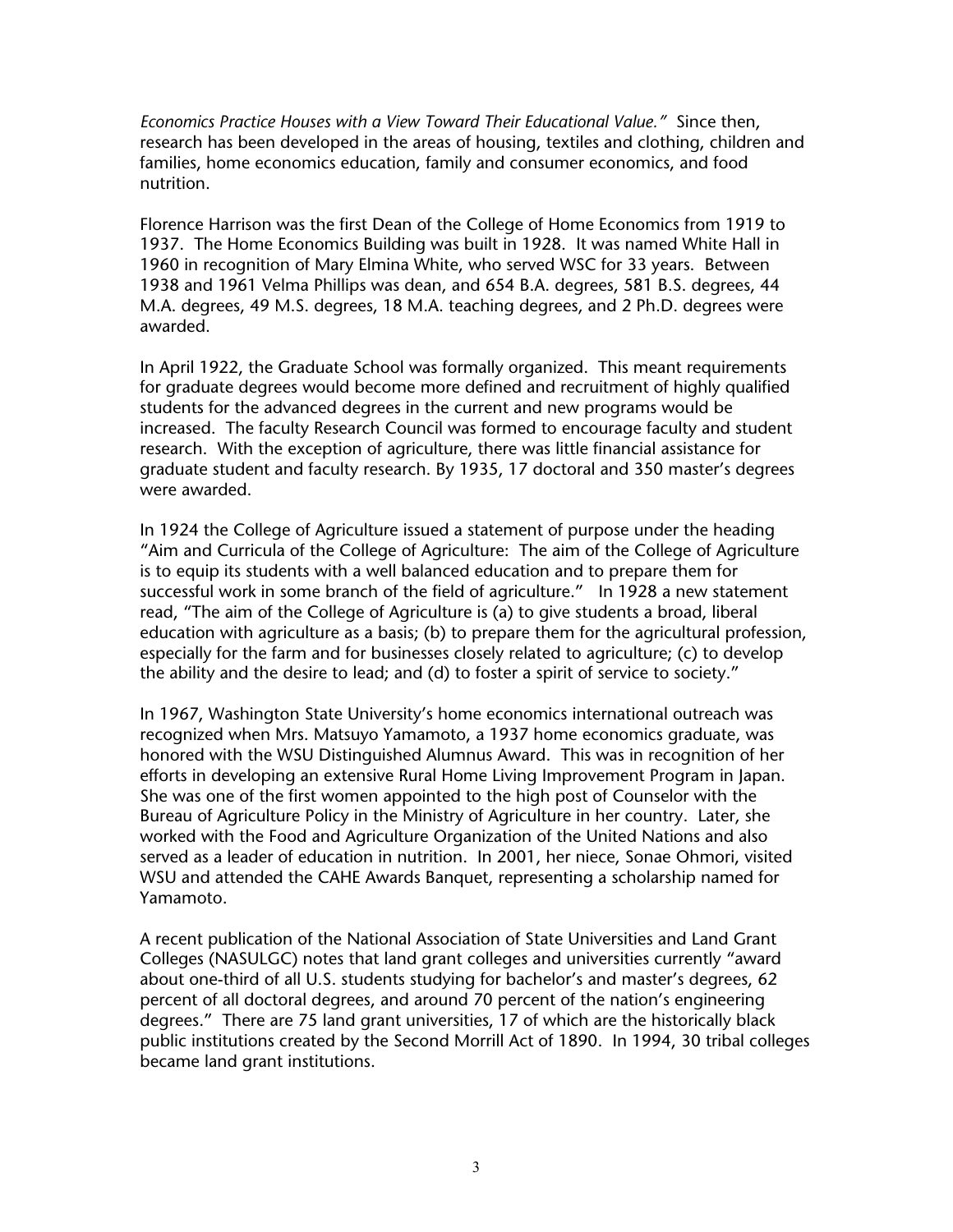*Economics Practice Houses with a View Toward Their Educational Value."* Since then, research has been developed in the areas of housing, textiles and clothing, children and families, home economics education, family and consumer economics, and food nutrition.

Florence Harrison was the first Dean of the College of Home Economics from 1919 to 1937. The Home Economics Building was built in 1928. It was named White Hall in 1960 in recognition of Mary Elmina White, who served WSC for 33 years. Between 1938 and 1961 Velma Phillips was dean, and 654 B.A. degrees, 581 B.S. degrees, 44 M.A. degrees, 49 M.S. degrees, 18 M.A. teaching degrees, and 2 Ph.D. degrees were awarded.

In April 1922, the Graduate School was formally organized. This meant requirements for graduate degrees would become more defined and recruitment of highly qualified students for the advanced degrees in the current and new programs would be increased. The faculty Research Council was formed to encourage faculty and student research. With the exception of agriculture, there was little financial assistance for graduate student and faculty research. By 1935, 17 doctoral and 350 master's degrees were awarded.

In 1924 the College of Agriculture issued a statement of purpose under the heading "Aim and Curricula of the College of Agriculture: The aim of the College of Agriculture is to equip its students with a well balanced education and to prepare them for successful work in some branch of the field of agriculture." In 1928 a new statement read, "The aim of the College of Agriculture is (a) to give students a broad, liberal education with agriculture as a basis; (b) to prepare them for the agricultural profession, especially for the farm and for businesses closely related to agriculture; (c) to develop the ability and the desire to lead; and (d) to foster a spirit of service to society."

In 1967, Washington State University's home economics international outreach was recognized when Mrs. Matsuyo Yamamoto, a 1937 home economics graduate, was honored with the WSU Distinguished Alumnus Award. This was in recognition of her efforts in developing an extensive Rural Home Living Improvement Program in Japan. She was one of the first women appointed to the high post of Counselor with the Bureau of Agriculture Policy in the Ministry of Agriculture in her country. Later, she worked with the Food and Agriculture Organization of the United Nations and also served as a leader of education in nutrition. In 2001, her niece, Sonae Ohmori, visited WSU and attended the CAHE Awards Banquet, representing a scholarship named for Yamamoto.

A recent publication of the National Association of State Universities and Land Grant Colleges (NASULGC) notes that land grant colleges and universities currently "award about one-third of all U.S. students studying for bachelor's and master's degrees, 62 percent of all doctoral degrees, and around 70 percent of the nation's engineering degrees." There are 75 land grant universities, 17 of which are the historically black public institutions created by the Second Morrill Act of 1890. In 1994, 30 tribal colleges became land grant institutions.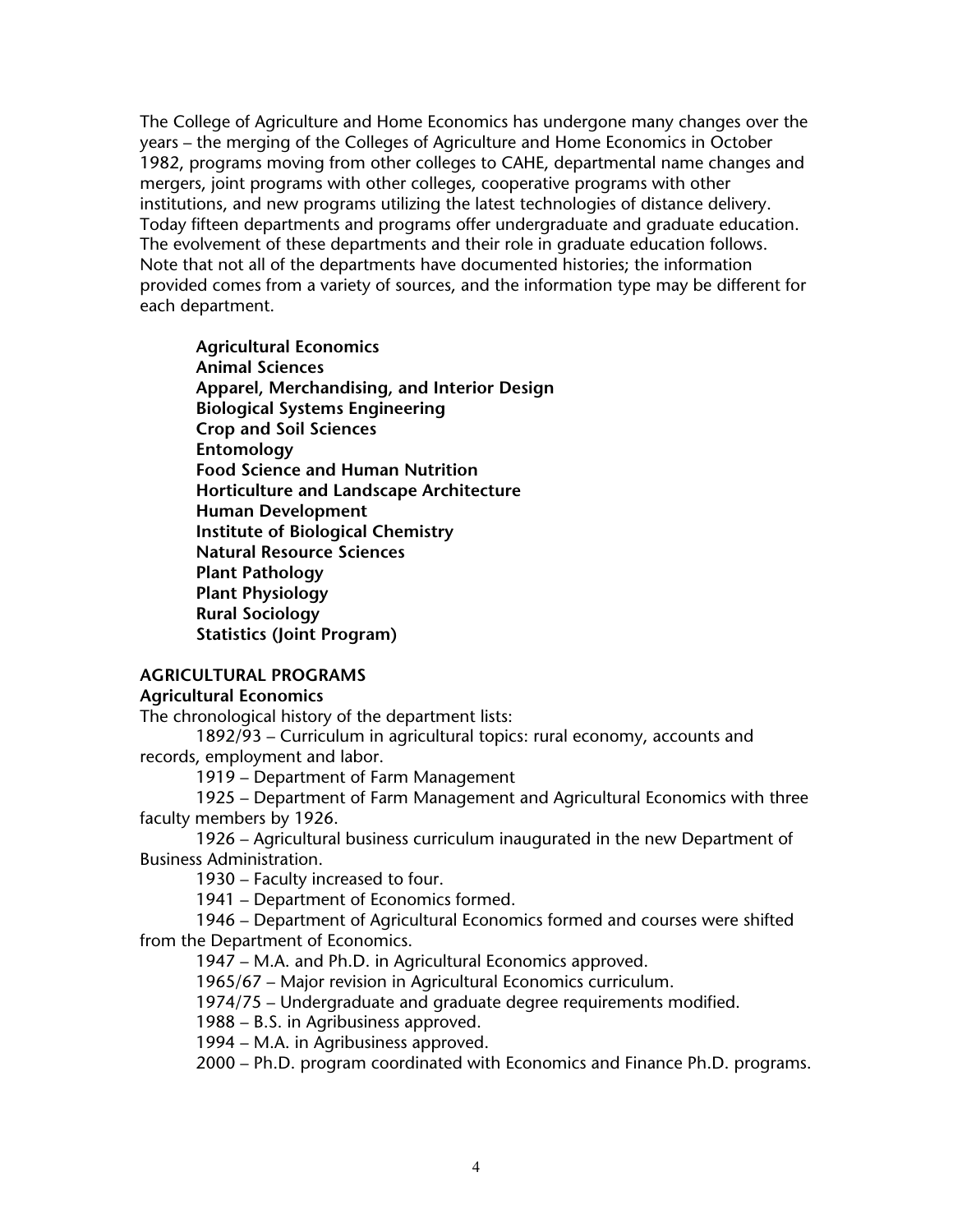The College of Agriculture and Home Economics has undergone many changes over the years – the merging of the Colleges of Agriculture and Home Economics in October 1982, programs moving from other colleges to CAHE, departmental name changes and mergers, joint programs with other colleges, cooperative programs with other institutions, and new programs utilizing the latest technologies of distance delivery. Today fifteen departments and programs offer undergraduate and graduate education. The evolvement of these departments and their role in graduate education follows. Note that not all of the departments have documented histories; the information provided comes from a variety of sources, and the information type may be different for each department.

**Agricultural Economics**
**Animal Sciences**
**Apparel, Merchandising, and Interior Design**
**Biological Systems Engineering**
**Crop and Soil Sciences**
**Entomology**
**Food Science and Human Nutrition**
**Horticulture and Landscape Architecture**
**Human Development**
**Institute of Biological Chemistry**
**Natural Resource Sciences**
**Plant Pathology**
**Plant Physiology**
**Rural Sociology**
**Statistics (Joint Program)**

## AGRICULTURAL PROGRAMS

### Agricultural Economics

The chronological history of the department lists:

1892/93 – Curriculum in agricultural topics: rural economy, accounts and records, employment and labor.

1919 – Department of Farm Management

1925 – Department of Farm Management and Agricultural Economics with three faculty members by 1926.

1926 – Agricultural business curriculum inaugurated in the new Department of Business Administration.

1930 – Faculty increased to four.

1941 – Department of Economics formed.

1946 – Department of Agricultural Economics formed and courses were shifted from the Department of Economics.

1947 – M.A. and Ph.D. in Agricultural Economics approved.

1965/67 – Major revision in Agricultural Economics curriculum.

1974/75 – Undergraduate and graduate degree requirements modified.

1988 – B.S. in Agribusiness approved.

1994 – M.A. in Agribusiness approved.

2000 – Ph.D. program coordinated with Economics and Finance Ph.D. programs.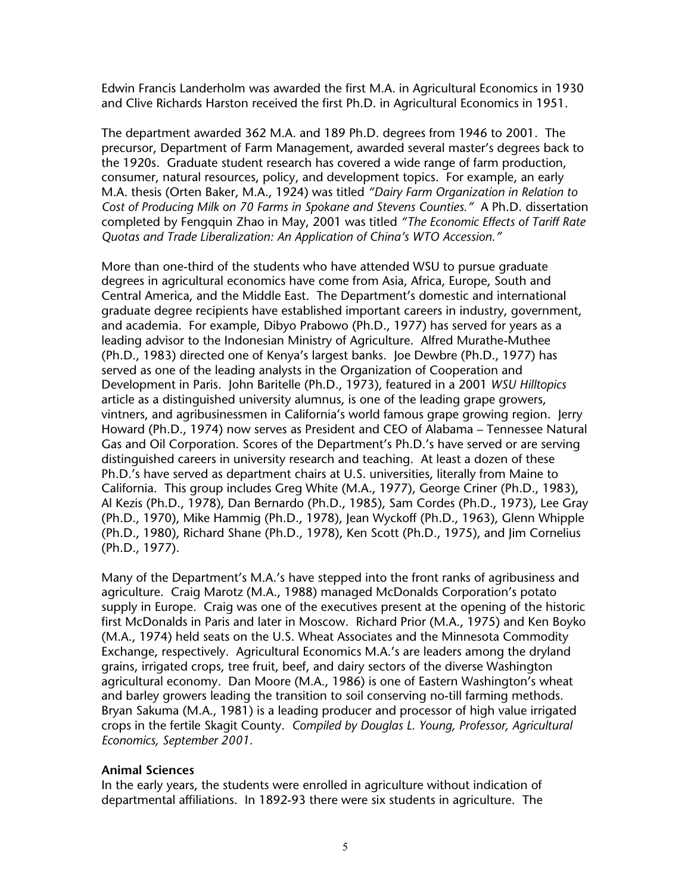Edwin Francis Landerholm was awarded the first M.A. in Agricultural Economics in 1930 and Clive Richards Harston received the first Ph.D. in Agricultural Economics in 1951.

The department awarded 362 M.A. and 189 Ph.D. degrees from 1946 to 2001. The precursor, Department of Farm Management, awarded several master's degrees back to the 1920s. Graduate student research has covered a wide range of farm production, consumer, natural resources, policy, and development topics. For example, an early M.A. thesis (Orten Baker, M.A., 1924) was titled *"Dairy Farm Organization in Relation to Cost of Producing Milk on 70 Farms in Spokane and Stevens Counties."* A Ph.D. dissertation completed by Fengquin Zhao in May, 2001 was titled *"The Economic Effects of Tariff Rate Quotas and Trade Liberalization: An Application of China's WTO Accession."*

More than one-third of the students who have attended WSU to pursue graduate degrees in agricultural economics have come from Asia, Africa, Europe, South and Central America, and the Middle East. The Department's domestic and international graduate degree recipients have established important careers in industry, government, and academia. For example, Dibyo Prabowo (Ph.D., 1977) has served for years as a leading advisor to the Indonesian Ministry of Agriculture. Alfred Murathe-Muthee (Ph.D., 1983) directed one of Kenya's largest banks. Joe Dewbre (Ph.D., 1977) has served as one of the leading analysts in the Organization of Cooperation and Development in Paris. John Baritelle (Ph.D., 1973), featured in a 2001 *WSU Hilltopics* article as a distinguished university alumnus, is one of the leading grape growers, vintners, and agribusinessmen in California's world famous grape growing region. Jerry Howard (Ph.D., 1974) now serves as President and CEO of Alabama – Tennessee Natural Gas and Oil Corporation. Scores of the Department's Ph.D.'s have served or are serving distinguished careers in university research and teaching. At least a dozen of these Ph.D.'s have served as department chairs at U.S. universities, literally from Maine to California. This group includes Greg White (M.A., 1977), George Criner (Ph.D., 1983), Al Kezis (Ph.D., 1978), Dan Bernardo (Ph.D., 1985), Sam Cordes (Ph.D., 1973), Lee Gray (Ph.D., 1970), Mike Hammig (Ph.D., 1978), Jean Wyckoff (Ph.D., 1963), Glenn Whipple (Ph.D., 1980), Richard Shane (Ph.D., 1978), Ken Scott (Ph.D., 1975), and Jim Cornelius (Ph.D., 1977).

Many of the Department's M.A.'s have stepped into the front ranks of agribusiness and agriculture. Craig Marotz (M.A., 1988) managed McDonalds Corporation's potato supply in Europe. Craig was one of the executives present at the opening of the historic first McDonalds in Paris and later in Moscow. Richard Prior (M.A., 1975) and Ken Boyko (M.A., 1974) held seats on the U.S. Wheat Associates and the Minnesota Commodity Exchange, respectively. Agricultural Economics M.A.'s are leaders among the dryland grains, irrigated crops, tree fruit, beef, and dairy sectors of the diverse Washington agricultural economy. Dan Moore (M.A., 1986) is one of Eastern Washington's wheat and barley growers leading the transition to soil conserving no-till farming methods. Bryan Sakuma (M.A., 1981) is a leading producer and processor of high value irrigated crops in the fertile Skagit County. *Compiled by Douglas L. Young, Professor, Agricultural Economics, September 2001.*

**Animal Sciences**

In the early years, the students were enrolled in agriculture without indication of departmental affiliations. In 1892-93 there were six students in agriculture. The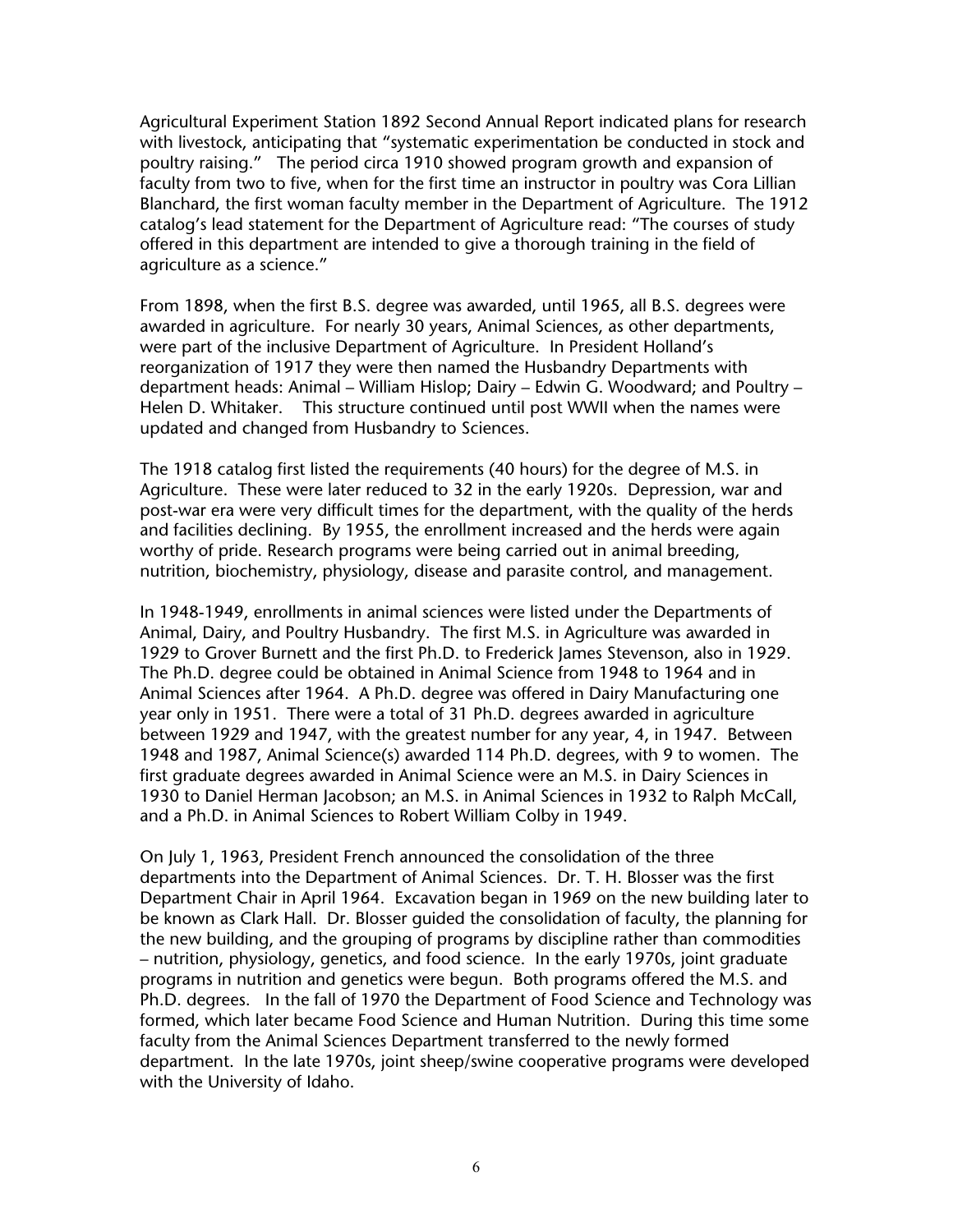Agricultural Experiment Station 1892 Second Annual Report indicated plans for research with livestock, anticipating that "systematic experimentation be conducted in stock and poultry raising." The period circa 1910 showed program growth and expansion of faculty from two to five, when for the first time an instructor in poultry was Cora Lillian Blanchard, the first woman faculty member in the Department of Agriculture. The 1912 catalog's lead statement for the Department of Agriculture read: "The courses of study offered in this department are intended to give a thorough training in the field of agriculture as a science."

From 1898, when the first B.S. degree was awarded, until 1965, all B.S. degrees were awarded in agriculture. For nearly 30 years, Animal Sciences, as other departments, were part of the inclusive Department of Agriculture. In President Holland's reorganization of 1917 they were then named the Husbandry Departments with department heads: Animal – William Hislop; Dairy – Edwin G. Woodward; and Poultry – Helen D. Whitaker. This structure continued until post WWII when the names were updated and changed from Husbandry to Sciences.

The 1918 catalog first listed the requirements (40 hours) for the degree of M.S. in Agriculture. These were later reduced to 32 in the early 1920s. Depression, war and post-war era were very difficult times for the department, with the quality of the herds and facilities declining. By 1955, the enrollment increased and the herds were again worthy of pride. Research programs were being carried out in animal breeding, nutrition, biochemistry, physiology, disease and parasite control, and management.

In 1948-1949, enrollments in animal sciences were listed under the Departments of Animal, Dairy, and Poultry Husbandry. The first M.S. in Agriculture was awarded in 1929 to Grover Burnett and the first Ph.D. to Frederick James Stevenson, also in 1929. The Ph.D. degree could be obtained in Animal Science from 1948 to 1964 and in Animal Sciences after 1964. A Ph.D. degree was offered in Dairy Manufacturing one year only in 1951. There were a total of 31 Ph.D. degrees awarded in agriculture between 1929 and 1947, with the greatest number for any year, 4, in 1947. Between 1948 and 1987, Animal Science(s) awarded 114 Ph.D. degrees, with 9 to women. The first graduate degrees awarded in Animal Science were an M.S. in Dairy Sciences in 1930 to Daniel Herman Jacobson; an M.S. in Animal Sciences in 1932 to Ralph McCall, and a Ph.D. in Animal Sciences to Robert William Colby in 1949.

On July 1, 1963, President French announced the consolidation of the three departments into the Department of Animal Sciences. Dr. T. H. Blosser was the first Department Chair in April 1964. Excavation began in 1969 on the new building later to be known as Clark Hall. Dr. Blosser guided the consolidation of faculty, the planning for the new building, and the grouping of programs by discipline rather than commodities – nutrition, physiology, genetics, and food science. In the early 1970s, joint graduate programs in nutrition and genetics were begun. Both programs offered the M.S. and Ph.D. degrees. In the fall of 1970 the Department of Food Science and Technology was formed, which later became Food Science and Human Nutrition. During this time some faculty from the Animal Sciences Department transferred to the newly formed department. In the late 1970s, joint sheep/swine cooperative programs were developed with the University of Idaho.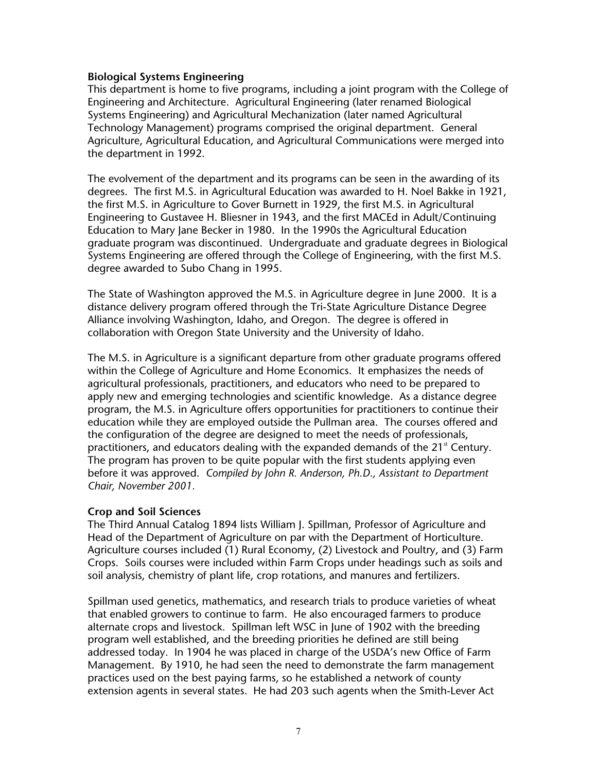## Biological Systems Engineering

This department is home to five programs, including a joint program with the College of Engineering and Architecture. Agricultural Engineering (later renamed Biological Systems Engineering) and Agricultural Mechanization (later named Agricultural Technology Management) programs comprised the original department. General Agriculture, Agricultural Education, and Agricultural Communications were merged into the department in 1992.

The evolvement of the department and its programs can be seen in the awarding of its degrees. The first M.S. in Agricultural Education was awarded to H. Noel Bakke in 1921, the first M.S. in Agriculture to Gover Burnett in 1929, the first M.S. in Agricultural Engineering to Gustavee H. Bliesner in 1943, and the first MACEd in Adult/Continuing Education to Mary Jane Becker in 1980. In the 1990s the Agricultural Education graduate program was discontinued. Undergraduate and graduate degrees in Biological Systems Engineering are offered through the College of Engineering, with the first M.S. degree awarded to Subo Chang in 1995.

The State of Washington approved the M.S. in Agriculture degree in June 2000. It is a distance delivery program offered through the Tri-State Agriculture Distance Degree Alliance involving Washington, Idaho, and Oregon. The degree is offered in collaboration with Oregon State University and the University of Idaho.

The M.S. in Agriculture is a significant departure from other graduate programs offered within the College of Agriculture and Home Economics. It emphasizes the needs of agricultural professionals, practitioners, and educators who need to be prepared to apply new and emerging technologies and scientific knowledge. As a distance degree program, the M.S. in Agriculture offers opportunities for practitioners to continue their education while they are employed outside the Pullman area. The courses offered and the configuration of the degree are designed to meet the needs of professionals, practitioners, and educators dealing with the expanded demands of the 21st Century. The program has proven to be quite popular with the first students applying even before it was approved. *Compiled by John R. Anderson, Ph.D., Assistant to Department Chair, November 2001.*

## Crop and Soil Sciences

The Third Annual Catalog 1894 lists William J. Spillman, Professor of Agriculture and Head of the Department of Agriculture on par with the Department of Horticulture. Agriculture courses included (1) Rural Economy, (2) Livestock and Poultry, and (3) Farm Crops. Soils courses were included within Farm Crops under headings such as soils and soil analysis, chemistry of plant life, crop rotations, and manures and fertilizers.

Spillman used genetics, mathematics, and research trials to produce varieties of wheat that enabled growers to continue to farm. He also encouraged farmers to produce alternate crops and livestock. Spillman left WSC in June of 1902 with the breeding program well established, and the breeding priorities he defined are still being addressed today. In 1904 he was placed in charge of the USDA's new Office of Farm Management. By 1910, he had seen the need to demonstrate the farm management practices used on the best paying farms, so he established a network of county extension agents in several states. He had 203 such agents when the Smith-Lever Act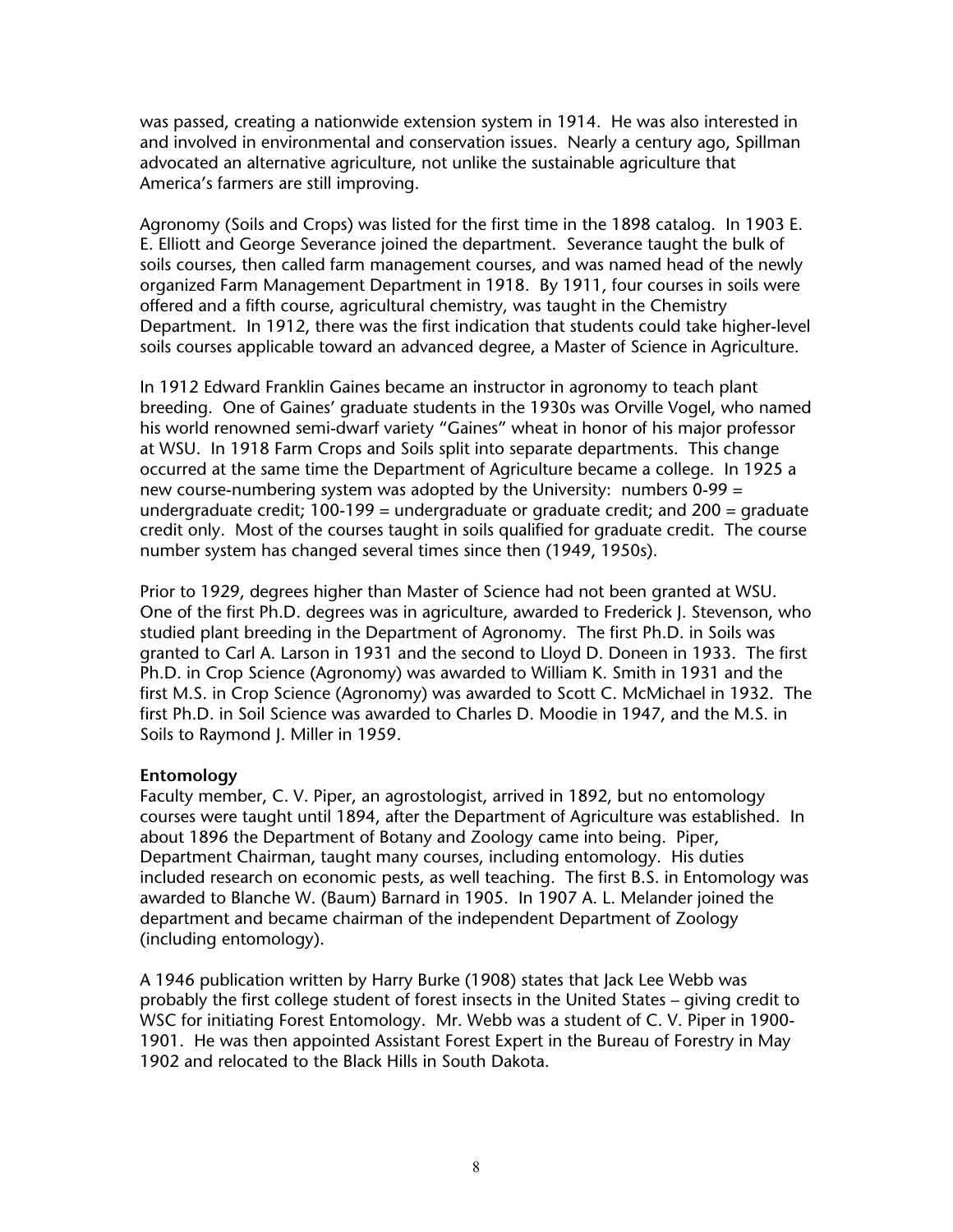was passed, creating a nationwide extension system in 1914. He was also interested in and involved in environmental and conservation issues. Nearly a century ago, Spillman advocated an alternative agriculture, not unlike the sustainable agriculture that America's farmers are still improving.

Agronomy (Soils and Crops) was listed for the first time in the 1898 catalog. In 1903 E. E. Elliott and George Severance joined the department. Severance taught the bulk of soils courses, then called farm management courses, and was named head of the newly organized Farm Management Department in 1918. By 1911, four courses in soils were offered and a fifth course, agricultural chemistry, was taught in the Chemistry Department. In 1912, there was the first indication that students could take higher-level soils courses applicable toward an advanced degree, a Master of Science in Agriculture.

In 1912 Edward Franklin Gaines became an instructor in agronomy to teach plant breeding. One of Gaines' graduate students in the 1930s was Orville Vogel, who named his world renowned semi-dwarf variety "Gaines" wheat in honor of his major professor at WSU. In 1918 Farm Crops and Soils split into separate departments. This change occurred at the same time the Department of Agriculture became a college. In 1925 a new course-numbering system was adopted by the University: numbers 0-99 = undergraduate credit; 100-199 = undergraduate or graduate credit; and 200 = graduate credit only. Most of the courses taught in soils qualified for graduate credit. The course number system has changed several times since then (1949, 1950s).

Prior to 1929, degrees higher than Master of Science had not been granted at WSU. One of the first Ph.D. degrees was in agriculture, awarded to Frederick J. Stevenson, who studied plant breeding in the Department of Agronomy. The first Ph.D. in Soils was granted to Carl A. Larson in 1931 and the second to Lloyd D. Doneen in 1933. The first Ph.D. in Crop Science (Agronomy) was awarded to William K. Smith in 1931 and the first M.S. in Crop Science (Agronomy) was awarded to Scott C. McMichael in 1932. The first Ph.D. in Soil Science was awarded to Charles D. Moodie in 1947, and the M.S. in Soils to Raymond J. Miller in 1959.

**Entomology**

Faculty member, C. V. Piper, an agrostologist, arrived in 1892, but no entomology courses were taught until 1894, after the Department of Agriculture was established. In about 1896 the Department of Botany and Zoology came into being. Piper, Department Chairman, taught many courses, including entomology. His duties included research on economic pests, as well teaching. The first B.S. in Entomology was awarded to Blanche W. (Baum) Barnard in 1905. In 1907 A. L. Melander joined the department and became chairman of the independent Department of Zoology (including entomology).

A 1946 publication written by Harry Burke (1908) states that Jack Lee Webb was probably the first college student of forest insects in the United States – giving credit to WSC for initiating Forest Entomology. Mr. Webb was a student of C. V. Piper in 1900-1901. He was then appointed Assistant Forest Expert in the Bureau of Forestry in May 1902 and relocated to the Black Hills in South Dakota.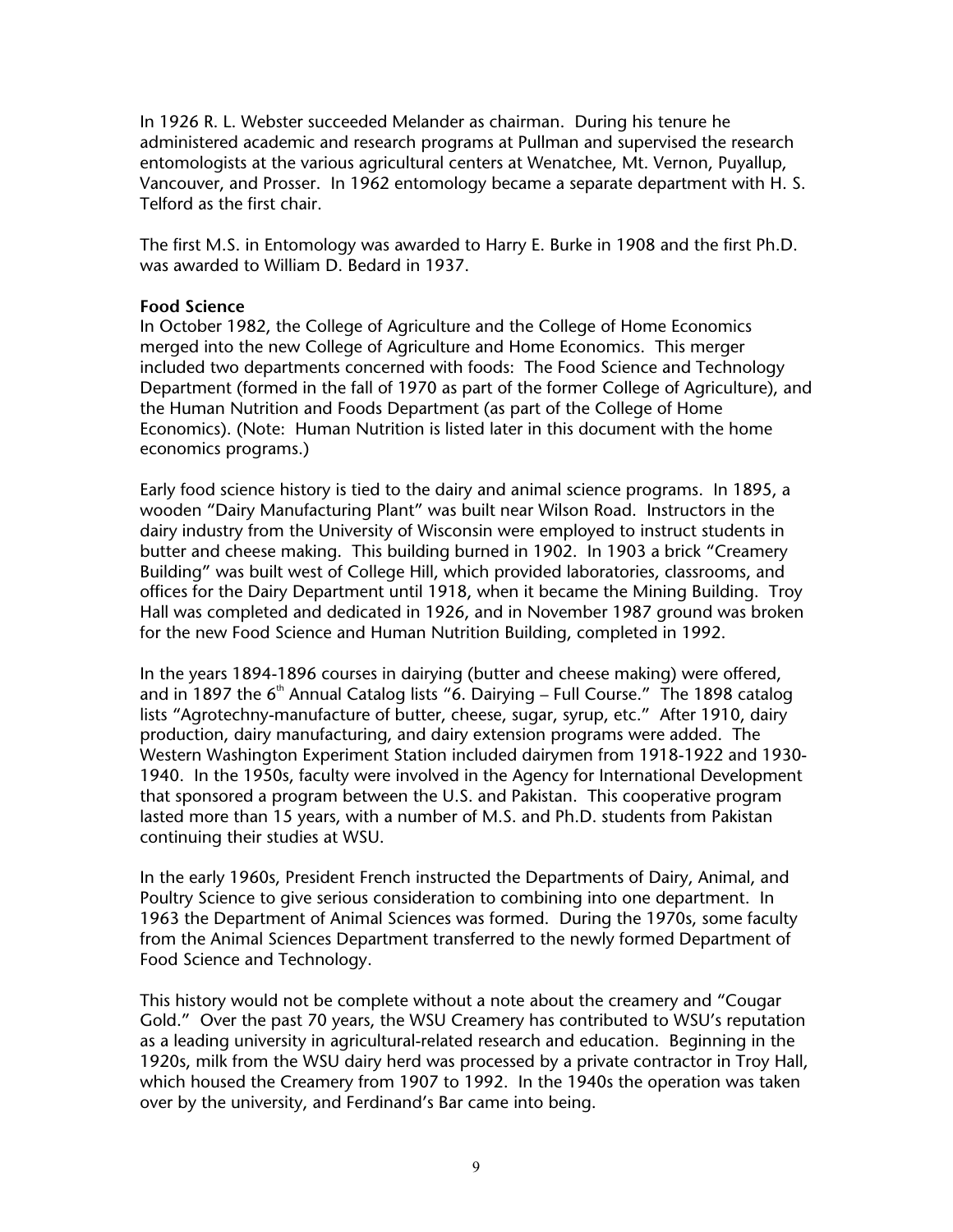In 1926 R. L. Webster succeeded Melander as chairman. During his tenure he administered academic and research programs at Pullman and supervised the research entomologists at the various agricultural centers at Wenatchee, Mt. Vernon, Puyallup, Vancouver, and Prosser. In 1962 entomology became a separate department with H. S. Telford as the first chair.

The first M.S. in Entomology was awarded to Harry E. Burke in 1908 and the first Ph.D. was awarded to William D. Bedard in 1937.

**Food Science**

In October 1982, the College of Agriculture and the College of Home Economics merged into the new College of Agriculture and Home Economics. This merger included two departments concerned with foods: The Food Science and Technology Department (formed in the fall of 1970 as part of the former College of Agriculture), and the Human Nutrition and Foods Department (as part of the College of Home Economics). (Note: Human Nutrition is listed later in this document with the home economics programs.)

Early food science history is tied to the dairy and animal science programs. In 1895, a wooden "Dairy Manufacturing Plant" was built near Wilson Road. Instructors in the dairy industry from the University of Wisconsin were employed to instruct students in butter and cheese making. This building burned in 1902. In 1903 a brick "Creamery Building" was built west of College Hill, which provided laboratories, classrooms, and offices for the Dairy Department until 1918, when it became the Mining Building. Troy Hall was completed and dedicated in 1926, and in November 1987 ground was broken for the new Food Science and Human Nutrition Building, completed in 1992.

In the years 1894-1896 courses in dairying (butter and cheese making) were offered, and in 1897 the 6th Annual Catalog lists "6. Dairying – Full Course." The 1898 catalog lists "Agrotechny-manufacture of butter, cheese, sugar, syrup, etc." After 1910, dairy production, dairy manufacturing, and dairy extension programs were added. The Western Washington Experiment Station included dairymen from 1918-1922 and 1930-1940. In the 1950s, faculty were involved in the Agency for International Development that sponsored a program between the U.S. and Pakistan. This cooperative program lasted more than 15 years, with a number of M.S. and Ph.D. students from Pakistan continuing their studies at WSU.

In the early 1960s, President French instructed the Departments of Dairy, Animal, and Poultry Science to give serious consideration to combining into one department. In 1963 the Department of Animal Sciences was formed. During the 1970s, some faculty from the Animal Sciences Department transferred to the newly formed Department of Food Science and Technology.

This history would not be complete without a note about the creamery and "Cougar Gold." Over the past 70 years, the WSU Creamery has contributed to WSU's reputation as a leading university in agricultural-related research and education. Beginning in the 1920s, milk from the WSU dairy herd was processed by a private contractor in Troy Hall, which housed the Creamery from 1907 to 1992. In the 1940s the operation was taken over by the university, and Ferdinand's Bar came into being.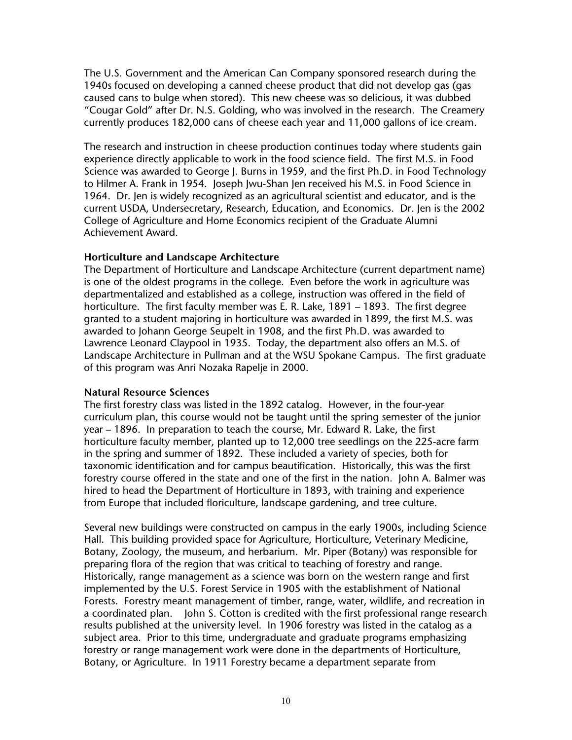The U.S. Government and the American Can Company sponsored research during the 1940s focused on developing a canned cheese product that did not develop gas (gas caused cans to bulge when stored). This new cheese was so delicious, it was dubbed "Cougar Gold" after Dr. N.S. Golding, who was involved in the research. The Creamery currently produces 182,000 cans of cheese each year and 11,000 gallons of ice cream.

The research and instruction in cheese production continues today where students gain experience directly applicable to work in the food science field. The first M.S. in Food Science was awarded to George J. Burns in 1959, and the first Ph.D. in Food Technology to Hilmer A. Frank in 1954. Joseph Jwu-Shan Jen received his M.S. in Food Science in 1964. Dr. Jen is widely recognized as an agricultural scientist and educator, and is the current USDA, Undersecretary, Research, Education, and Economics. Dr. Jen is the 2002 College of Agriculture and Home Economics recipient of the Graduate Alumni Achievement Award.

**Horticulture and Landscape Architecture**

The Department of Horticulture and Landscape Architecture (current department name) is one of the oldest programs in the college. Even before the work in agriculture was departmentalized and established as a college, instruction was offered in the field of horticulture. The first faculty member was E. R. Lake, 1891 – 1893. The first degree granted to a student majoring in horticulture was awarded in 1899, the first M.S. was awarded to Johann George Seupelt in 1908, and the first Ph.D. was awarded to Lawrence Leonard Claypool in 1935. Today, the department also offers an M.S. of Landscape Architecture in Pullman and at the WSU Spokane Campus. The first graduate of this program was Anri Nozaka Rapelje in 2000.

**Natural Resource Sciences**

The first forestry class was listed in the 1892 catalog. However, in the four-year curriculum plan, this course would not be taught until the spring semester of the junior year – 1896. In preparation to teach the course, Mr. Edward R. Lake, the first horticulture faculty member, planted up to 12,000 tree seedlings on the 225-acre farm in the spring and summer of 1892. These included a variety of species, both for taxonomic identification and for campus beautification. Historically, this was the first forestry course offered in the state and one of the first in the nation. John A. Balmer was hired to head the Department of Horticulture in 1893, with training and experience from Europe that included floriculture, landscape gardening, and tree culture.

Several new buildings were constructed on campus in the early 1900s, including Science Hall. This building provided space for Agriculture, Horticulture, Veterinary Medicine, Botany, Zoology, the museum, and herbarium. Mr. Piper (Botany) was responsible for preparing flora of the region that was critical to teaching of forestry and range. Historically, range management as a science was born on the western range and first implemented by the U.S. Forest Service in 1905 with the establishment of National Forests. Forestry meant management of timber, range, water, wildlife, and recreation in a coordinated plan. John S. Cotton is credited with the first professional range research results published at the university level. In 1906 forestry was listed in the catalog as a subject area. Prior to this time, undergraduate and graduate programs emphasizing forestry or range management work were done in the departments of Horticulture, Botany, or Agriculture. In 1911 Forestry became a department separate from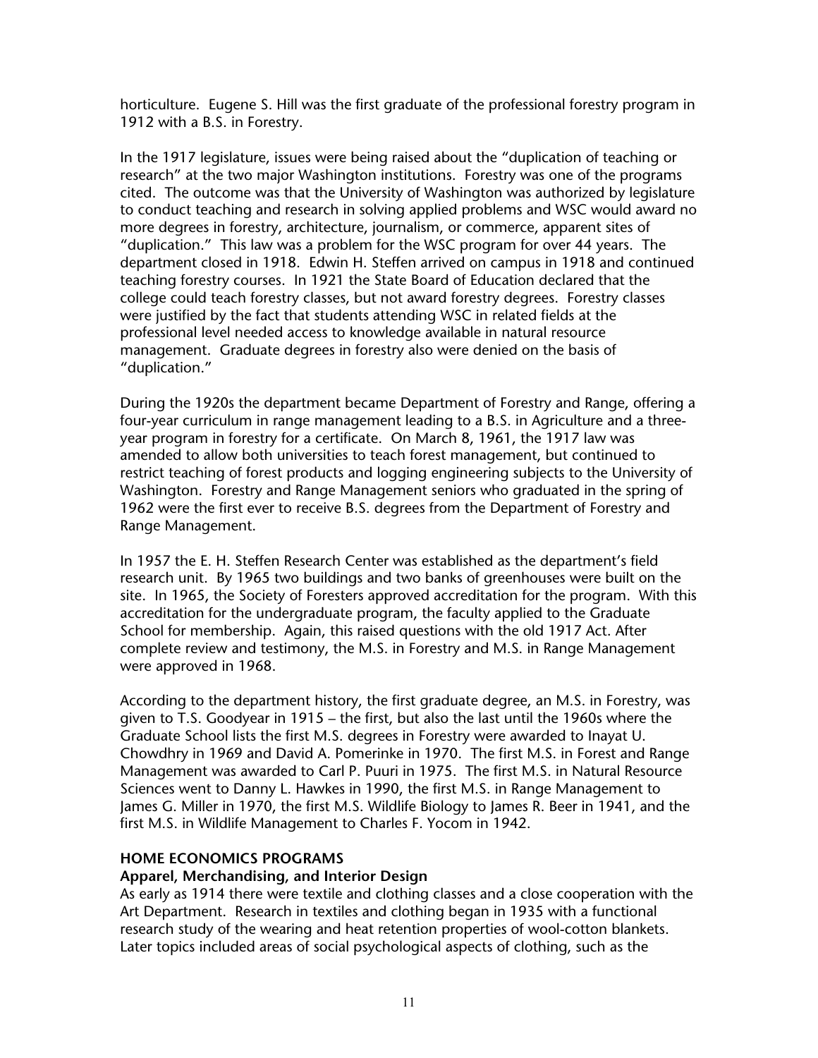horticulture. Eugene S. Hill was the first graduate of the professional forestry program in 1912 with a B.S. in Forestry.

In the 1917 legislature, issues were being raised about the "duplication of teaching or research" at the two major Washington institutions. Forestry was one of the programs cited. The outcome was that the University of Washington was authorized by legislature to conduct teaching and research in solving applied problems and WSC would award no more degrees in forestry, architecture, journalism, or commerce, apparent sites of "duplication." This law was a problem for the WSC program for over 44 years. The department closed in 1918. Edwin H. Steffen arrived on campus in 1918 and continued teaching forestry courses. In 1921 the State Board of Education declared that the college could teach forestry classes, but not award forestry degrees. Forestry classes were justified by the fact that students attending WSC in related fields at the professional level needed access to knowledge available in natural resource management. Graduate degrees in forestry also were denied on the basis of "duplication."

During the 1920s the department became Department of Forestry and Range, offering a four-year curriculum in range management leading to a B.S. in Agriculture and a three-year program in forestry for a certificate. On March 8, 1961, the 1917 law was amended to allow both universities to teach forest management, but continued to restrict teaching of forest products and logging engineering subjects to the University of Washington. Forestry and Range Management seniors who graduated in the spring of 1962 were the first ever to receive B.S. degrees from the Department of Forestry and Range Management.

In 1957 the E. H. Steffen Research Center was established as the department's field research unit. By 1965 two buildings and two banks of greenhouses were built on the site. In 1965, the Society of Foresters approved accreditation for the program. With this accreditation for the undergraduate program, the faculty applied to the Graduate School for membership. Again, this raised questions with the old 1917 Act. After complete review and testimony, the M.S. in Forestry and M.S. in Range Management were approved in 1968.

According to the department history, the first graduate degree, an M.S. in Forestry, was given to T.S. Goodyear in 1915 – the first, but also the last until the 1960s where the Graduate School lists the first M.S. degrees in Forestry were awarded to Inayat U. Chowdhry in 1969 and David A. Pomerinke in 1970. The first M.S. in Forest and Range Management was awarded to Carl P. Puuri in 1975. The first M.S. in Natural Resource Sciences went to Danny L. Hawkes in 1990, the first M.S. in Range Management to James G. Miller in 1970, the first M.S. Wildlife Biology to James R. Beer in 1941, and the first M.S. in Wildlife Management to Charles F. Yocom in 1942.

## HOME ECONOMICS PROGRAMS

### Apparel, Merchandising, and Interior Design

As early as 1914 there were textile and clothing classes and a close cooperation with the Art Department. Research in textiles and clothing began in 1935 with a functional research study of the wearing and heat retention properties of wool-cotton blankets. Later topics included areas of social psychological aspects of clothing, such as the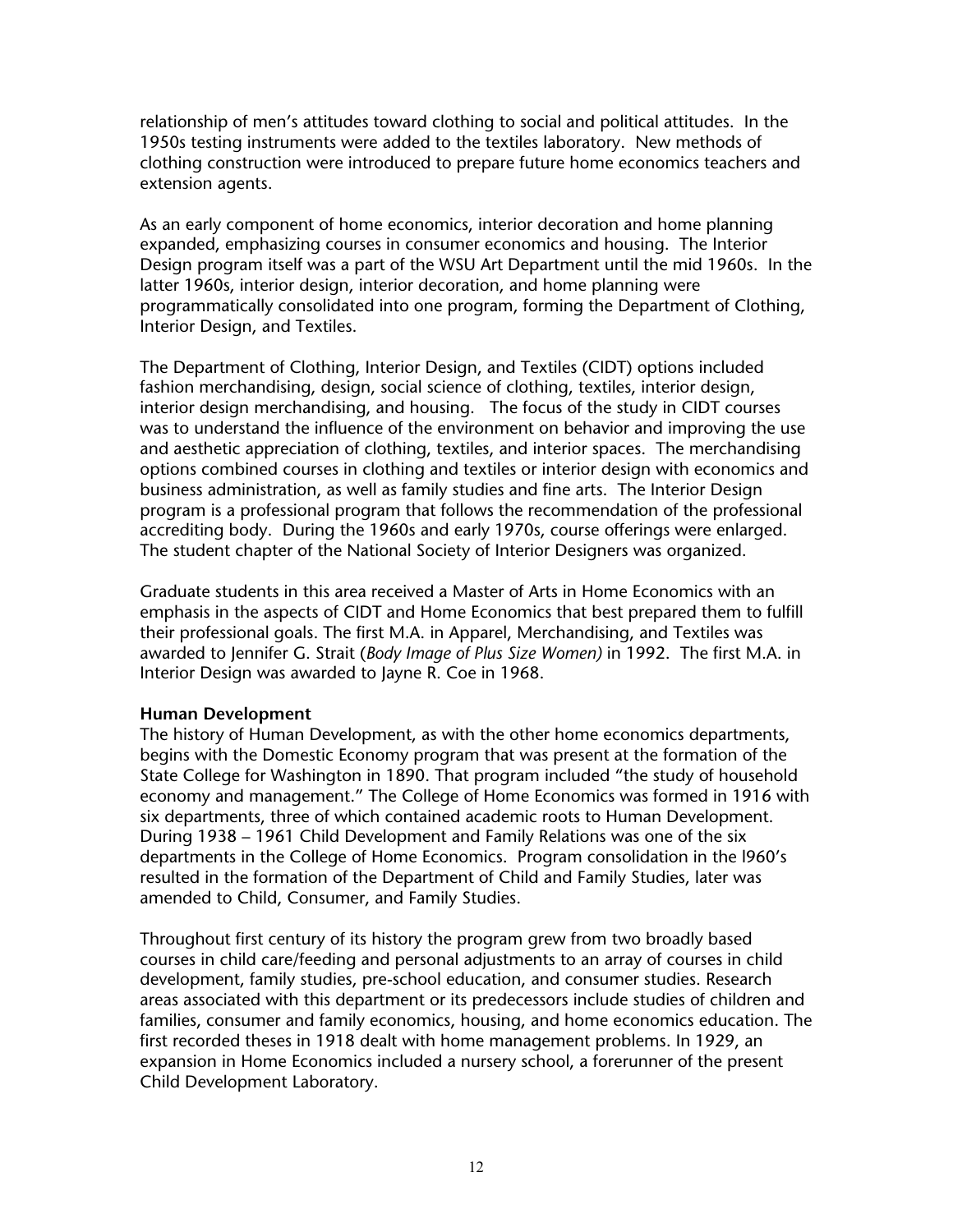relationship of men's attitudes toward clothing to social and political attitudes. In the 1950s testing instruments were added to the textiles laboratory. New methods of clothing construction were introduced to prepare future home economics teachers and extension agents.

As an early component of home economics, interior decoration and home planning expanded, emphasizing courses in consumer economics and housing. The Interior Design program itself was a part of the WSU Art Department until the mid 1960s. In the latter 1960s, interior design, interior decoration, and home planning were programmatically consolidated into one program, forming the Department of Clothing, Interior Design, and Textiles.

The Department of Clothing, Interior Design, and Textiles (CIDT) options included fashion merchandising, design, social science of clothing, textiles, interior design, interior design merchandising, and housing. The focus of the study in CIDT courses was to understand the influence of the environment on behavior and improving the use and aesthetic appreciation of clothing, textiles, and interior spaces. The merchandising options combined courses in clothing and textiles or interior design with economics and business administration, as well as family studies and fine arts. The Interior Design program is a professional program that follows the recommendation of the professional accrediting body. During the 1960s and early 1970s, course offerings were enlarged. The student chapter of the National Society of Interior Designers was organized.

Graduate students in this area received a Master of Arts in Home Economics with an emphasis in the aspects of CIDT and Home Economics that best prepared them to fulfill their professional goals. The first M.A. in Apparel, Merchandising, and Textiles was awarded to Jennifer G. Strait (*Body Image of Plus Size Women)* in 1992. The first M.A. in Interior Design was awarded to Jayne R. Coe in 1968.

**Human Development**

The history of Human Development, as with the other home economics departments, begins with the Domestic Economy program that was present at the formation of the State College for Washington in 1890. That program included "the study of household economy and management." The College of Home Economics was formed in 1916 with six departments, three of which contained academic roots to Human Development. During 1938 – 1961 Child Development and Family Relations was one of the six departments in the College of Home Economics. Program consolidation in the l960's resulted in the formation of the Department of Child and Family Studies, later was amended to Child, Consumer, and Family Studies.

Throughout first century of its history the program grew from two broadly based courses in child care/feeding and personal adjustments to an array of courses in child development, family studies, pre-school education, and consumer studies. Research areas associated with this department or its predecessors include studies of children and families, consumer and family economics, housing, and home economics education. The first recorded theses in 1918 dealt with home management problems. In 1929, an expansion in Home Economics included a nursery school, a forerunner of the present Child Development Laboratory.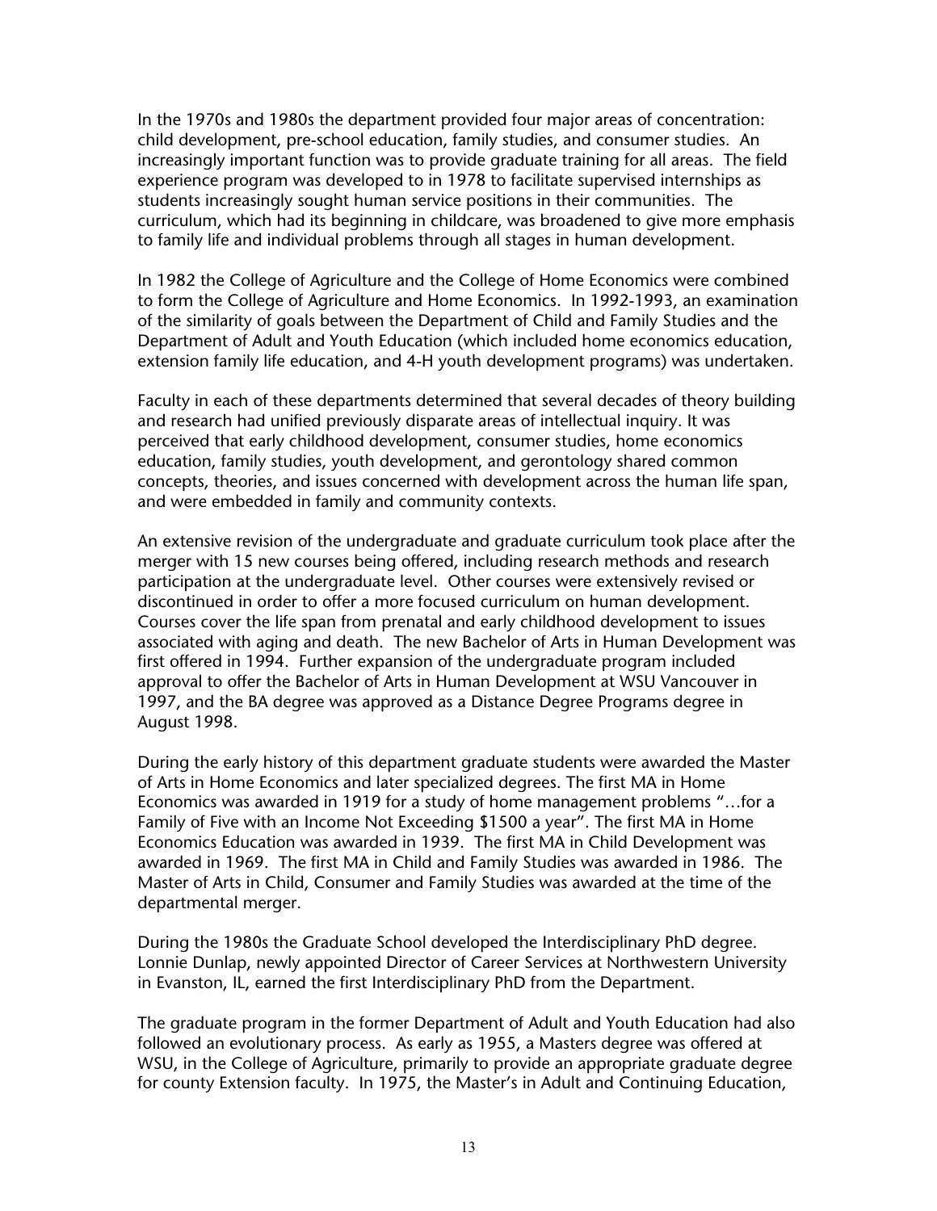In the 1970s and 1980s the department provided four major areas of concentration: child development, pre-school education, family studies, and consumer studies. An increasingly important function was to provide graduate training for all areas. The field experience program was developed to in 1978 to facilitate supervised internships as students increasingly sought human service positions in their communities. The curriculum, which had its beginning in childcare, was broadened to give more emphasis to family life and individual problems through all stages in human development.

In 1982 the College of Agriculture and the College of Home Economics were combined to form the College of Agriculture and Home Economics. In 1992-1993, an examination of the similarity of goals between the Department of Child and Family Studies and the Department of Adult and Youth Education (which included home economics education, extension family life education, and 4-H youth development programs) was undertaken.

Faculty in each of these departments determined that several decades of theory building and research had unified previously disparate areas of intellectual inquiry. It was perceived that early childhood development, consumer studies, home economics education, family studies, youth development, and gerontology shared common concepts, theories, and issues concerned with development across the human life span, and were embedded in family and community contexts.

An extensive revision of the undergraduate and graduate curriculum took place after the merger with 15 new courses being offered, including research methods and research participation at the undergraduate level. Other courses were extensively revised or discontinued in order to offer a more focused curriculum on human development. Courses cover the life span from prenatal and early childhood development to issues associated with aging and death. The new Bachelor of Arts in Human Development was first offered in 1994. Further expansion of the undergraduate program included approval to offer the Bachelor of Arts in Human Development at WSU Vancouver in 1997, and the BA degree was approved as a Distance Degree Programs degree in August 1998.

During the early history of this department graduate students were awarded the Master of Arts in Home Economics and later specialized degrees. The first MA in Home Economics was awarded in 1919 for a study of home management problems "…for a Family of Five with an Income Not Exceeding $1500 a year". The first MA in Home Economics Education was awarded in 1939. The first MA in Child Development was awarded in 1969. The first MA in Child and Family Studies was awarded in 1986. The Master of Arts in Child, Consumer and Family Studies was awarded at the time of the departmental merger.

During the 1980s the Graduate School developed the Interdisciplinary PhD degree. Lonnie Dunlap, newly appointed Director of Career Services at Northwestern University in Evanston, IL, earned the first Interdisciplinary PhD from the Department.

The graduate program in the former Department of Adult and Youth Education had also followed an evolutionary process. As early as 1955, a Masters degree was offered at WSU, in the College of Agriculture, primarily to provide an appropriate graduate degree for county Extension faculty. In 1975, the Master's in Adult and Continuing Education,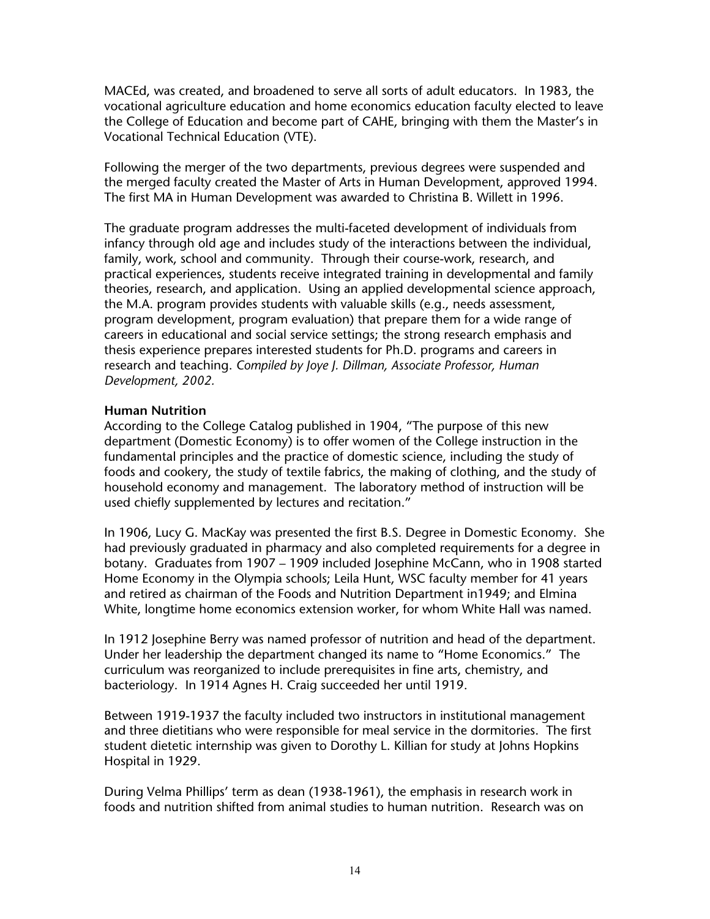MACEd, was created, and broadened to serve all sorts of adult educators. In 1983, the vocational agriculture education and home economics education faculty elected to leave the College of Education and become part of CAHE, bringing with them the Master's in Vocational Technical Education (VTE).

Following the merger of the two departments, previous degrees were suspended and the merged faculty created the Master of Arts in Human Development, approved 1994. The first MA in Human Development was awarded to Christina B. Willett in 1996.

The graduate program addresses the multi-faceted development of individuals from infancy through old age and includes study of the interactions between the individual, family, work, school and community. Through their course-work, research, and practical experiences, students receive integrated training in developmental and family theories, research, and application. Using an applied developmental science approach, the M.A. program provides students with valuable skills (e.g., needs assessment, program development, program evaluation) that prepare them for a wide range of careers in educational and social service settings; the strong research emphasis and thesis experience prepares interested students for Ph.D. programs and careers in research and teaching. *Compiled by Joye J. Dillman, Associate Professor, Human Development, 2002.*

**Human Nutrition**

According to the College Catalog published in 1904, "The purpose of this new department (Domestic Economy) is to offer women of the College instruction in the fundamental principles and the practice of domestic science, including the study of foods and cookery, the study of textile fabrics, the making of clothing, and the study of household economy and management. The laboratory method of instruction will be used chiefly supplemented by lectures and recitation."

In 1906, Lucy G. MacKay was presented the first B.S. Degree in Domestic Economy. She had previously graduated in pharmacy and also completed requirements for a degree in botany. Graduates from 1907 – 1909 included Josephine McCann, who in 1908 started Home Economy in the Olympia schools; Leila Hunt, WSC faculty member for 41 years and retired as chairman of the Foods and Nutrition Department in1949; and Elmina White, longtime home economics extension worker, for whom White Hall was named.

In 1912 Josephine Berry was named professor of nutrition and head of the department. Under her leadership the department changed its name to "Home Economics." The curriculum was reorganized to include prerequisites in fine arts, chemistry, and bacteriology. In 1914 Agnes H. Craig succeeded her until 1919.

Between 1919-1937 the faculty included two instructors in institutional management and three dietitians who were responsible for meal service in the dormitories. The first student dietetic internship was given to Dorothy L. Killian for study at Johns Hopkins Hospital in 1929.

During Velma Phillips' term as dean (1938-1961), the emphasis in research work in foods and nutrition shifted from animal studies to human nutrition. Research was on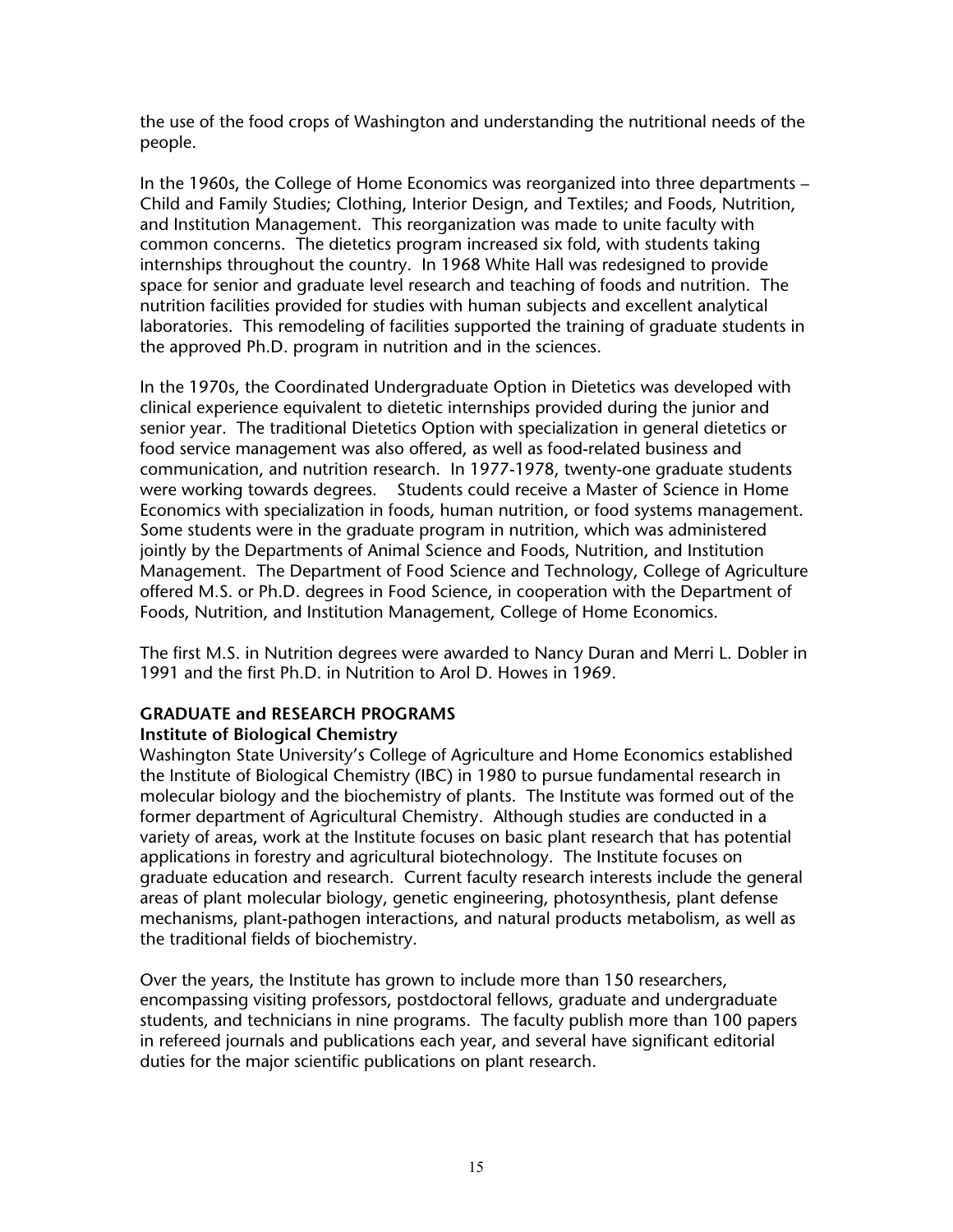the use of the food crops of Washington and understanding the nutritional needs of the people.

In the 1960s, the College of Home Economics was reorganized into three departments – Child and Family Studies; Clothing, Interior Design, and Textiles; and Foods, Nutrition, and Institution Management. This reorganization was made to unite faculty with common concerns. The dietetics program increased six fold, with students taking internships throughout the country. In 1968 White Hall was redesigned to provide space for senior and graduate level research and teaching of foods and nutrition. The nutrition facilities provided for studies with human subjects and excellent analytical laboratories. This remodeling of facilities supported the training of graduate students in the approved Ph.D. program in nutrition and in the sciences.

In the 1970s, the Coordinated Undergraduate Option in Dietetics was developed with clinical experience equivalent to dietetic internships provided during the junior and senior year. The traditional Dietetics Option with specialization in general dietetics or food service management was also offered, as well as food-related business and communication, and nutrition research. In 1977-1978, twenty-one graduate students were working towards degrees. Students could receive a Master of Science in Home Economics with specialization in foods, human nutrition, or food systems management. Some students were in the graduate program in nutrition, which was administered jointly by the Departments of Animal Science and Foods, Nutrition, and Institution Management. The Department of Food Science and Technology, College of Agriculture offered M.S. or Ph.D. degrees in Food Science, in cooperation with the Department of Foods, Nutrition, and Institution Management, College of Home Economics.

The first M.S. in Nutrition degrees were awarded to Nancy Duran and Merri L. Dobler in 1991 and the first Ph.D. in Nutrition to Arol D. Howes in 1969.

## GRADUATE and RESEARCH PROGRAMS

### Institute of Biological Chemistry

Washington State University's College of Agriculture and Home Economics established the Institute of Biological Chemistry (IBC) in 1980 to pursue fundamental research in molecular biology and the biochemistry of plants. The Institute was formed out of the former department of Agricultural Chemistry. Although studies are conducted in a variety of areas, work at the Institute focuses on basic plant research that has potential applications in forestry and agricultural biotechnology. The Institute focuses on graduate education and research. Current faculty research interests include the general areas of plant molecular biology, genetic engineering, photosynthesis, plant defense mechanisms, plant-pathogen interactions, and natural products metabolism, as well as the traditional fields of biochemistry.

Over the years, the Institute has grown to include more than 150 researchers, encompassing visiting professors, postdoctoral fellows, graduate and undergraduate students, and technicians in nine programs. The faculty publish more than 100 papers in refereed journals and publications each year, and several have significant editorial duties for the major scientific publications on plant research.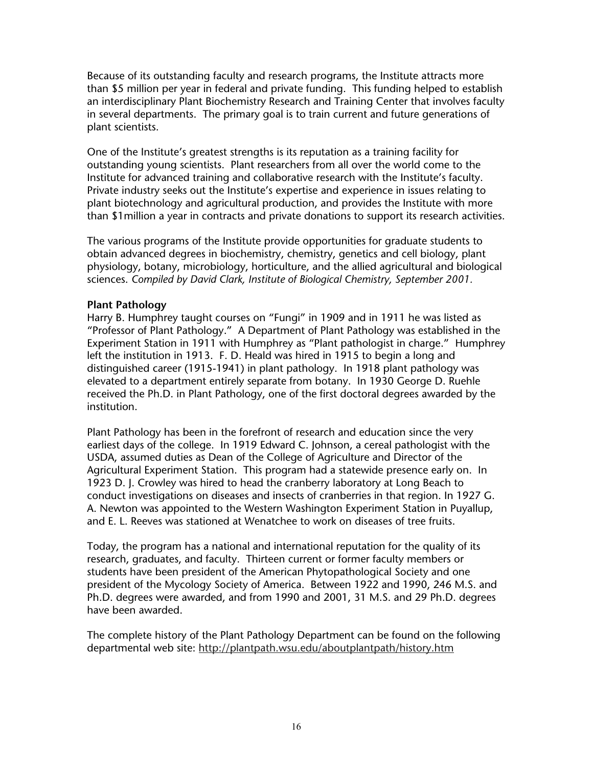Because of its outstanding faculty and research programs, the Institute attracts more than $5 million per year in federal and private funding. This funding helped to establish an interdisciplinary Plant Biochemistry Research and Training Center that involves faculty in several departments. The primary goal is to train current and future generations of plant scientists.

One of the Institute's greatest strengths is its reputation as a training facility for outstanding young scientists. Plant researchers from all over the world come to the Institute for advanced training and collaborative research with the Institute's faculty. Private industry seeks out the Institute's expertise and experience in issues relating to plant biotechnology and agricultural production, and provides the Institute with more than $1million a year in contracts and private donations to support its research activities.

The various programs of the Institute provide opportunities for graduate students to obtain advanced degrees in biochemistry, chemistry, genetics and cell biology, plant physiology, botany, microbiology, horticulture, and the allied agricultural and biological sciences. *Compiled by David Clark, Institute of Biological Chemistry, September 2001.*

**Plant Pathology**

Harry B. Humphrey taught courses on "Fungi" in 1909 and in 1911 he was listed as "Professor of Plant Pathology." A Department of Plant Pathology was established in the Experiment Station in 1911 with Humphrey as "Plant pathologist in charge." Humphrey left the institution in 1913. F. D. Heald was hired in 1915 to begin a long and distinguished career (1915-1941) in plant pathology. In 1918 plant pathology was elevated to a department entirely separate from botany. In 1930 George D. Ruehle received the Ph.D. in Plant Pathology, one of the first doctoral degrees awarded by the institution.

Plant Pathology has been in the forefront of research and education since the very earliest days of the college. In 1919 Edward C. Johnson, a cereal pathologist with the USDA, assumed duties as Dean of the College of Agriculture and Director of the Agricultural Experiment Station. This program had a statewide presence early on. In 1923 D. J. Crowley was hired to head the cranberry laboratory at Long Beach to conduct investigations on diseases and insects of cranberries in that region. In 1927 G. A. Newton was appointed to the Western Washington Experiment Station in Puyallup, and E. L. Reeves was stationed at Wenatchee to work on diseases of tree fruits.

Today, the program has a national and international reputation for the quality of its research, graduates, and faculty. Thirteen current or former faculty members or students have been president of the American Phytopathological Society and one president of the Mycology Society of America. Between 1922 and 1990, 246 M.S. and Ph.D. degrees were awarded, and from 1990 and 2001, 31 M.S. and 29 Ph.D. degrees have been awarded.

The complete history of the Plant Pathology Department can be found on the following departmental web site: http://plantpath.wsu.edu/aboutplantpath/history.htm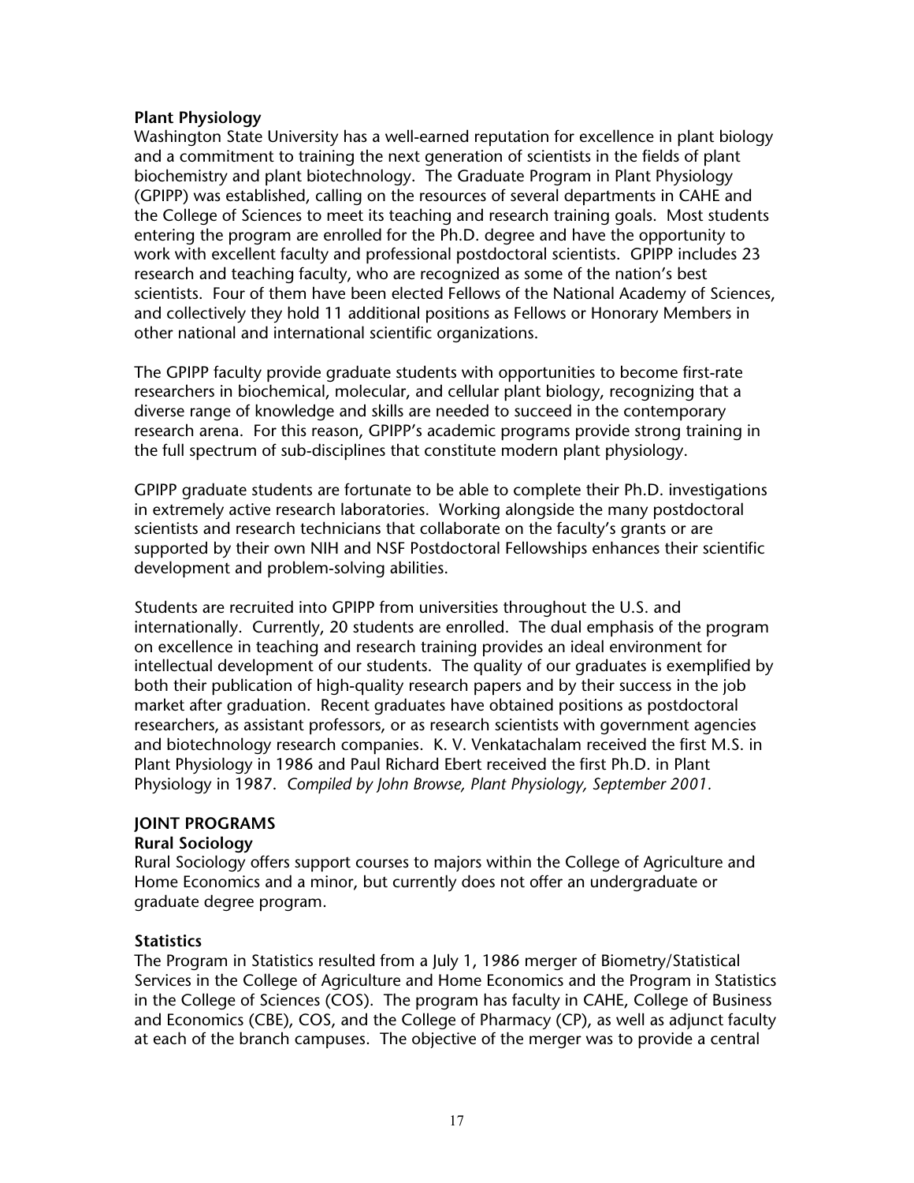**Plant Physiology**

Washington State University has a well-earned reputation for excellence in plant biology and a commitment to training the next generation of scientists in the fields of plant biochemistry and plant biotechnology. The Graduate Program in Plant Physiology (GPIPP) was established, calling on the resources of several departments in CAHE and the College of Sciences to meet its teaching and research training goals. Most students entering the program are enrolled for the Ph.D. degree and have the opportunity to work with excellent faculty and professional postdoctoral scientists. GPIPP includes 23 research and teaching faculty, who are recognized as some of the nation's best scientists. Four of them have been elected Fellows of the National Academy of Sciences, and collectively they hold 11 additional positions as Fellows or Honorary Members in other national and international scientific organizations.

The GPIPP faculty provide graduate students with opportunities to become first-rate researchers in biochemical, molecular, and cellular plant biology, recognizing that a diverse range of knowledge and skills are needed to succeed in the contemporary research arena. For this reason, GPIPP's academic programs provide strong training in the full spectrum of sub-disciplines that constitute modern plant physiology.

GPIPP graduate students are fortunate to be able to complete their Ph.D. investigations in extremely active research laboratories. Working alongside the many postdoctoral scientists and research technicians that collaborate on the faculty's grants or are supported by their own NIH and NSF Postdoctoral Fellowships enhances their scientific development and problem-solving abilities.

Students are recruited into GPIPP from universities throughout the U.S. and internationally. Currently, 20 students are enrolled. The dual emphasis of the program on excellence in teaching and research training provides an ideal environment for intellectual development of our students. The quality of our graduates is exemplified by both their publication of high-quality research papers and by their success in the job market after graduation. Recent graduates have obtained positions as postdoctoral researchers, as assistant professors, or as research scientists with government agencies and biotechnology research companies. K. V. Venkatachalam received the first M.S. in Plant Physiology in 1986 and Paul Richard Ebert received the first Ph.D. in Plant Physiology in 1987. *Compiled by John Browse, Plant Physiology, September 2001.*

## JOINT PROGRAMS

**Rural Sociology**

Rural Sociology offers support courses to majors within the College of Agriculture and Home Economics and a minor, but currently does not offer an undergraduate or graduate degree program.

**Statistics**

The Program in Statistics resulted from a July 1, 1986 merger of Biometry/Statistical Services in the College of Agriculture and Home Economics and the Program in Statistics in the College of Sciences (COS). The program has faculty in CAHE, College of Business and Economics (CBE), COS, and the College of Pharmacy (CP), as well as adjunct faculty at each of the branch campuses. The objective of the merger was to provide a central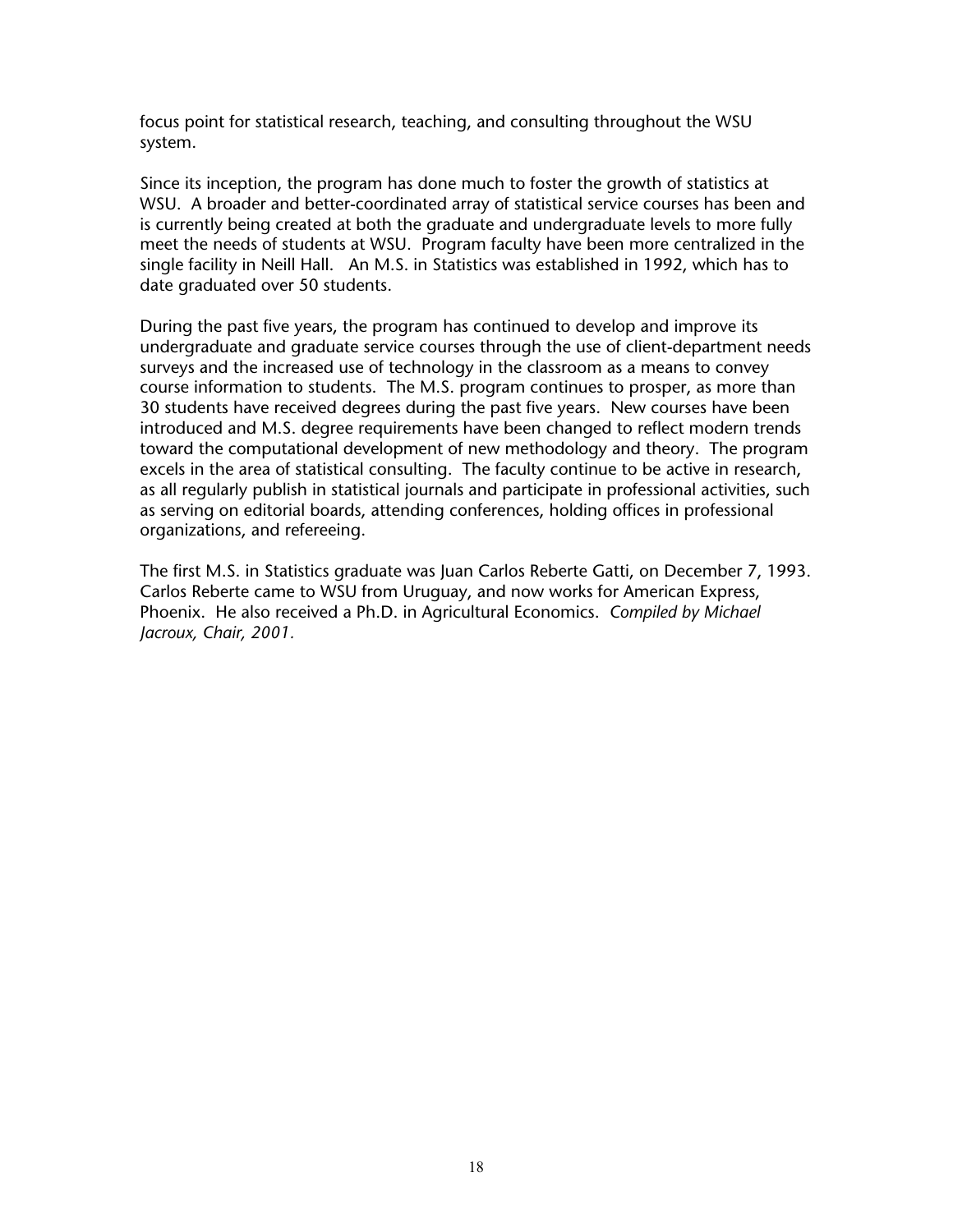focus point for statistical research, teaching, and consulting throughout the WSU system.

Since its inception, the program has done much to foster the growth of statistics at WSU. A broader and better-coordinated array of statistical service courses has been and is currently being created at both the graduate and undergraduate levels to more fully meet the needs of students at WSU. Program faculty have been more centralized in the single facility in Neill Hall. An M.S. in Statistics was established in 1992, which has to date graduated over 50 students.

During the past five years, the program has continued to develop and improve its undergraduate and graduate service courses through the use of client-department needs surveys and the increased use of technology in the classroom as a means to convey course information to students. The M.S. program continues to prosper, as more than 30 students have received degrees during the past five years. New courses have been introduced and M.S. degree requirements have been changed to reflect modern trends toward the computational development of new methodology and theory. The program excels in the area of statistical consulting. The faculty continue to be active in research, as all regularly publish in statistical journals and participate in professional activities, such as serving on editorial boards, attending conferences, holding offices in professional organizations, and refereeing.

The first M.S. in Statistics graduate was Juan Carlos Reberte Gatti, on December 7, 1993. Carlos Reberte came to WSU from Uruguay, and now works for American Express, Phoenix. He also received a Ph.D. in Agricultural Economics. *Compiled by Michael Jacroux, Chair, 2001.*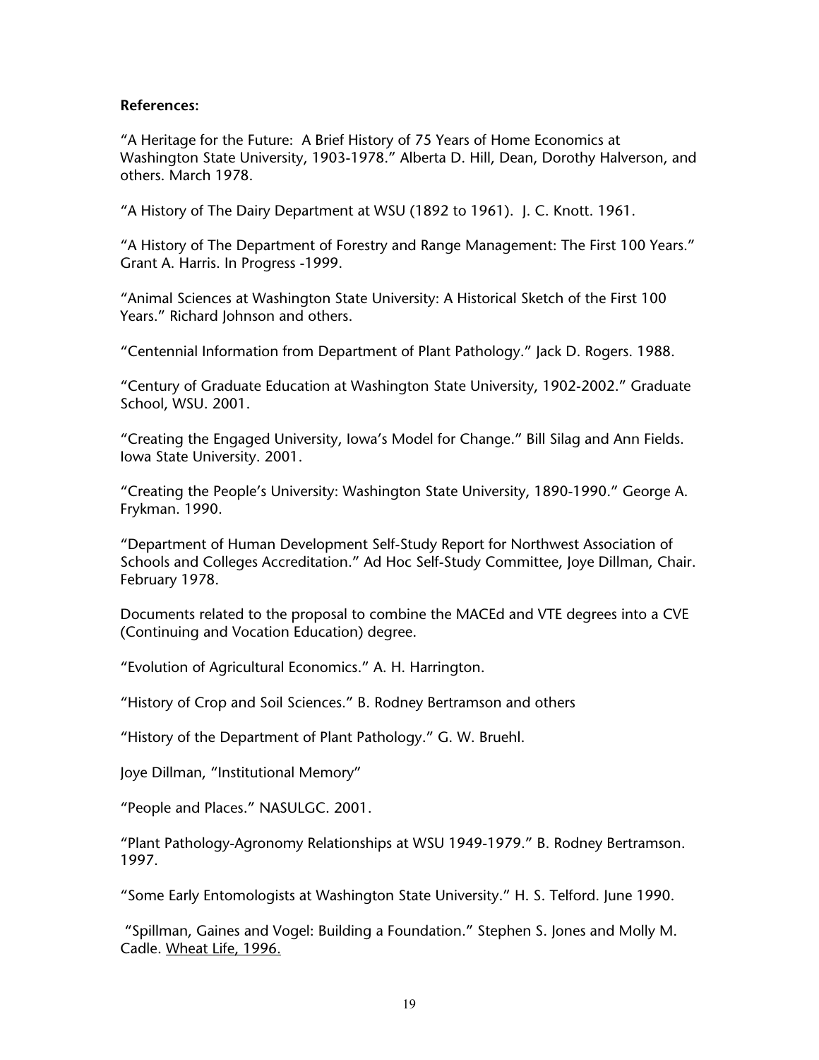**References:**

"A Heritage for the Future: A Brief History of 75 Years of Home Economics at Washington State University, 1903-1978." Alberta D. Hill, Dean, Dorothy Halverson, and others. March 1978.

"A History of The Dairy Department at WSU (1892 to 1961). J. C. Knott. 1961.

"A History of The Department of Forestry and Range Management: The First 100 Years." Grant A. Harris. In Progress -1999.

"Animal Sciences at Washington State University: A Historical Sketch of the First 100 Years." Richard Johnson and others.

"Centennial Information from Department of Plant Pathology." Jack D. Rogers. 1988.

"Century of Graduate Education at Washington State University, 1902-2002." Graduate School, WSU. 2001.

"Creating the Engaged University, Iowa's Model for Change." Bill Silag and Ann Fields. Iowa State University. 2001.

"Creating the People's University: Washington State University, 1890-1990." George A. Frykman. 1990.

"Department of Human Development Self-Study Report for Northwest Association of Schools and Colleges Accreditation." Ad Hoc Self-Study Committee, Joye Dillman, Chair. February 1978.

Documents related to the proposal to combine the MACEd and VTE degrees into a CVE (Continuing and Vocation Education) degree.

"Evolution of Agricultural Economics." A. H. Harrington.

"History of Crop and Soil Sciences." B. Rodney Bertramson and others

"History of the Department of Plant Pathology." G. W. Bruehl.

Joye Dillman, "Institutional Memory"

"People and Places." NASULGC. 2001.

"Plant Pathology-Agronomy Relationships at WSU 1949-1979." B. Rodney Bertramson. 1997.

"Some Early Entomologists at Washington State University." H. S. Telford. June 1990.

"Spillman, Gaines and Vogel: Building a Foundation." Stephen S. Jones and Molly M. Cadle. Wheat Life, 1996.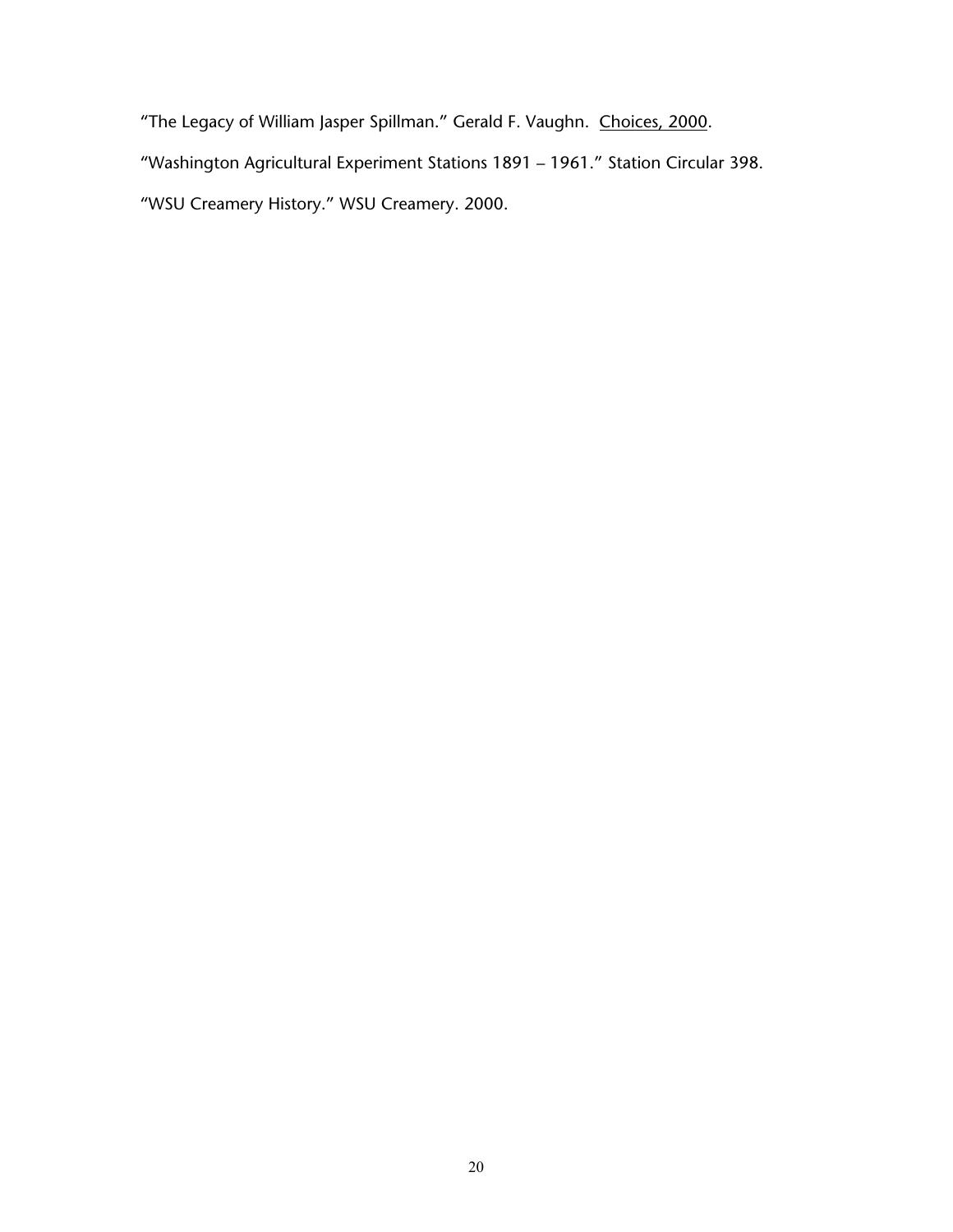"The Legacy of William Jasper Spillman." Gerald F. Vaughn. Choices, 2000.

"Washington Agricultural Experiment Stations 1891 – 1961." Station Circular 398.

"WSU Creamery History." WSU Creamery. 2000.